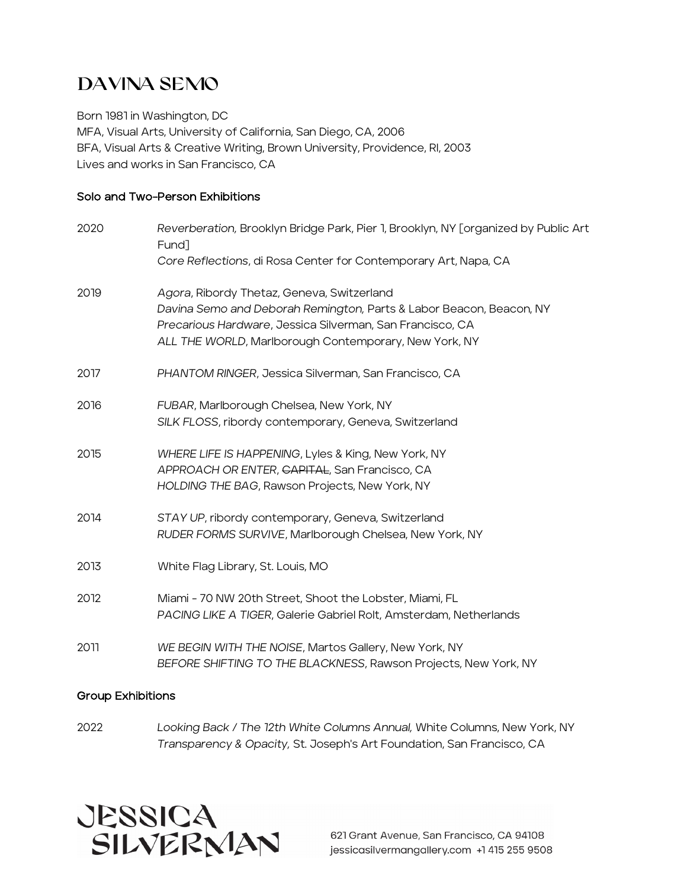# DAVINA SEMO

Born 1981 in Washington, DC
MFA, Visual Arts, University of California, San Diego, CA, 2006
BFA, Visual Arts & Creative Writing, Brown University, Providence, RI, 2003
Lives and works in San Francisco, CA

## Solo and Two-Person Exhibitions

**2020**
*Reverberation,* Brooklyn Bridge Park, Pier 1, Brooklyn, NY [organized by Public Art Fund]
*Core Reflections*, di Rosa Center for Contemporary Art, Napa, CA

**2019**
*Agora*, Ribordy Thetaz, Geneva, Switzerland
*Davina Semo and Deborah Remington,* Parts & Labor Beacon, Beacon, NY
*Precarious Hardware*, Jessica Silverman, San Francisco, CA
*ALL THE WORLD*, Marlborough Contemporary, New York, NY

**2017**
*PHANTOM RINGER*, Jessica Silverman, San Francisco, CA

**2016**
*FUBAR*, Marlborough Chelsea, New York, NY
*SILK FLOSS*, ribordy contemporary, Geneva, Switzerland

**2015**
*WHERE LIFE IS HAPPENING*, Lyles & King, New York, NY
*APPROACH OR ENTER*, ~~CAPITAL~~, San Francisco, CA
*HOLDING THE BAG*, Rawson Projects, New York, NY

**2014**
*STAY UP*, ribordy contemporary, Geneva, Switzerland
*RUDER FORMS SURVIVE*, Marlborough Chelsea, New York, NY

**2013**
White Flag Library, St. Louis, MO

**2012**
Miami - 70 NW 20th Street, Shoot the Lobster, Miami, FL
*PACING LIKE A TIGER*, Galerie Gabriel Rolt, Amsterdam, Netherlands

**2011**
*WE BEGIN WITH THE NOISE*, Martos Gallery, New York, NY
*BEFORE SHIFTING TO THE BLACKNESS*, Rawson Projects, New York, NY

## Group Exhibitions

**2022**
*Looking Back / The 12th White Columns Annual,* White Columns, New York, NY
*Transparency & Opacity,* St. Joseph's Art Foundation, San Francisco, CA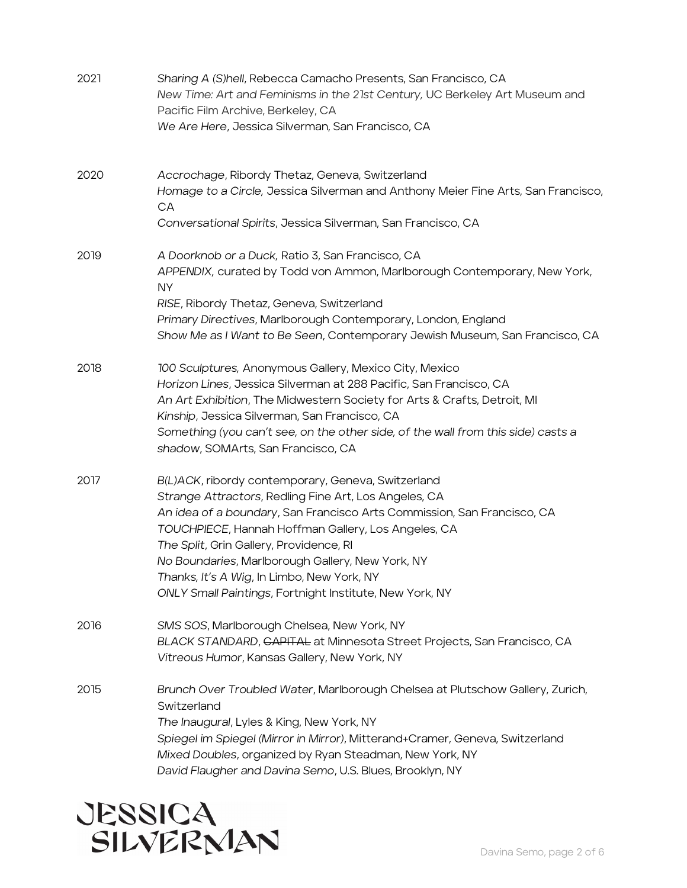**2021**

*Sharing A (S)hell*, Rebecca Camacho Presents, San Francisco, CA
*New Time: Art and Feminisms in the 21st Century*, UC Berkeley Art Museum and Pacific Film Archive, Berkeley, CA
*We Are Here*, Jessica Silverman, San Francisco, CA

**2020**

*Accrochage*, Ribordy Thetaz, Geneva, Switzerland
*Homage to a Circle,* Jessica Silverman and Anthony Meier Fine Arts, San Francisco, CA
*Conversational Spirits*, Jessica Silverman, San Francisco, CA

**2019**

*A Doorknob or a Duck,* Ratio 3, San Francisco, CA
*APPENDIX,* curated by Todd von Ammon, Marlborough Contemporary, New York, NY
*RISE*, Ribordy Thetaz, Geneva, Switzerland
*Primary Directives*, Marlborough Contemporary, London, England
*Show Me as I Want to Be Seen*, Contemporary Jewish Museum, San Francisco, CA

**2018**

*100 Sculptures,* Anonymous Gallery, Mexico City, Mexico
*Horizon Lines*, Jessica Silverman at 288 Pacific, San Francisco, CA
*An Art Exhibition*, The Midwestern Society for Arts & Crafts, Detroit, MI
*Kinship*, Jessica Silverman, San Francisco, CA
*Something (you can't see, on the other side, of the wall from this side) casts a shadow*, SOMArts, San Francisco, CA

**2017**

*B(L)ACK*, ribordy contemporary, Geneva, Switzerland
*Strange Attractors*, Redling Fine Art, Los Angeles, CA
*An idea of a boundary*, San Francisco Arts Commission, San Francisco, CA
*TOUCHPIECE*, Hannah Hoffman Gallery, Los Angeles, CA
*The Split*, Grin Gallery, Providence, RI
*No Boundaries*, Marlborough Gallery, New York, NY
*Thanks, It's A Wig*, In Limbo, New York, NY
*ONLY Small Paintings*, Fortnight Institute, New York, NY

**2016**

*SMS SOS*, Marlborough Chelsea, New York, NY
*BLACK STANDARD*, ~~CAPITAL~~ at Minnesota Street Projects, San Francisco, CA
*Vitreous Humor*, Kansas Gallery, New York, NY

**2015**

*Brunch Over Troubled Water*, Marlborough Chelsea at Plutschow Gallery, Zurich, Switzerland
*The Inaugural*, Lyles & King, New York, NY
*Spiegel im Spiegel (Mirror in Mirror)*, Mitterand+Cramer, Geneva, Switzerland
*Mixed Doubles*, organized by Ryan Steadman, New York, NY
*David Flaugher and Davina Semo*, U.S. Blues, Brooklyn, NY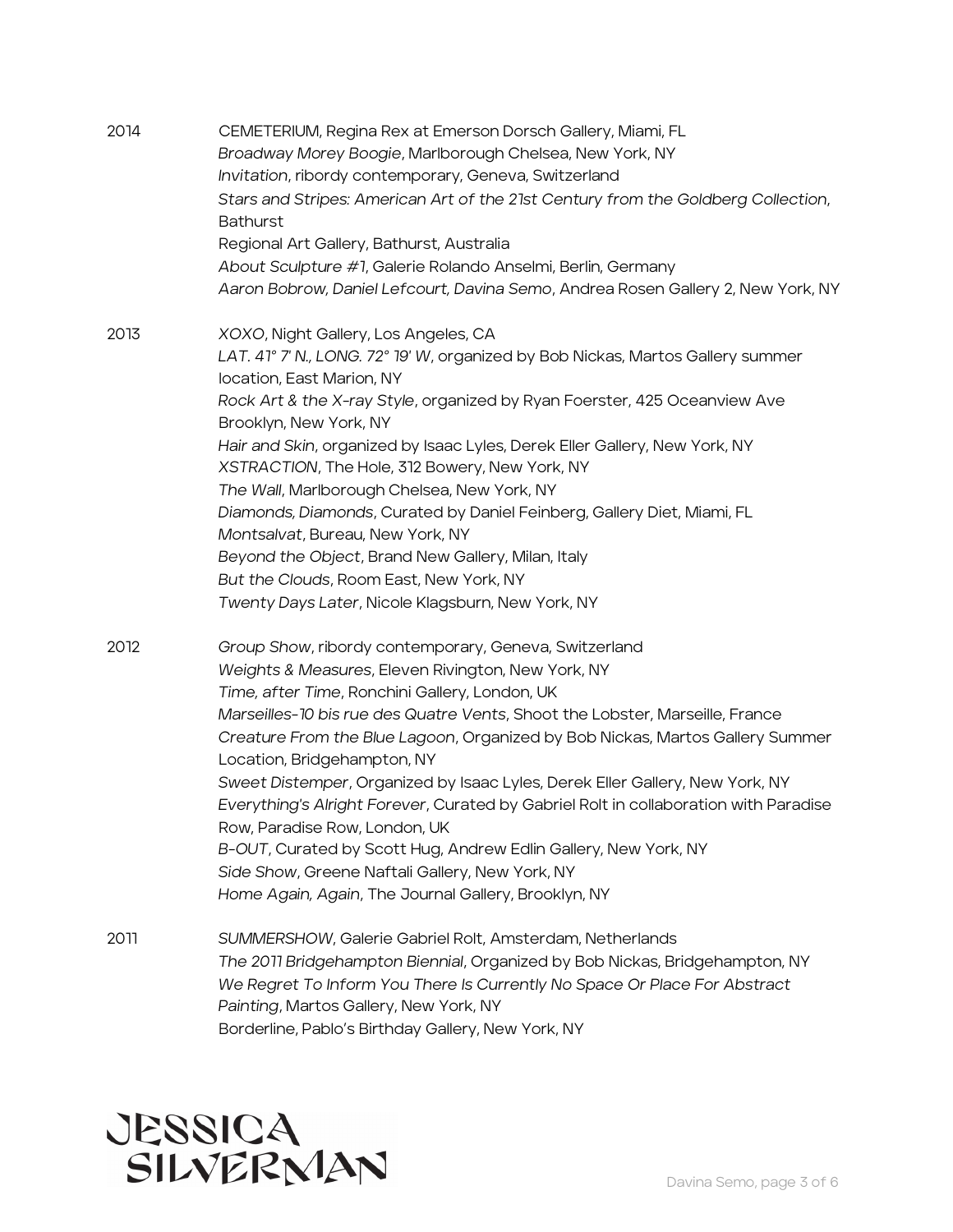2014

CEMETERIUM, Regina Rex at Emerson Dorsch Gallery, Miami, FL
*Broadway Morey Boogie*, Marlborough Chelsea, New York, NY
*Invitation*, ribordy contemporary, Geneva, Switzerland
*Stars and Stripes: American Art of the 21st Century from the Goldberg Collection*, Bathurst
Regional Art Gallery, Bathurst, Australia
*About Sculpture #1*, Galerie Rolando Anselmi, Berlin, Germany
*Aaron Bobrow, Daniel Lefcourt, Davina Semo*, Andrea Rosen Gallery 2, New York, NY

2013

*XOXO*, Night Gallery, Los Angeles, CA
*LAT. 41° 7' N., LONG. 72° 19' W*, organized by Bob Nickas, Martos Gallery summer location, East Marion, NY
*Rock Art & the X-ray Style*, organized by Ryan Foerster, 425 Oceanview Ave Brooklyn, New York, NY
*Hair and Skin*, organized by Isaac Lyles, Derek Eller Gallery, New York, NY
*XSTRACTION*, The Hole, 312 Bowery, New York, NY
*The Wall*, Marlborough Chelsea, New York, NY
*Diamonds, Diamonds*, Curated by Daniel Feinberg, Gallery Diet, Miami, FL
*Montsalvat*, Bureau, New York, NY
*Beyond the Object*, Brand New Gallery, Milan, Italy
*But the Clouds*, Room East, New York, NY
*Twenty Days Later*, Nicole Klagsburn, New York, NY

2012

*Group Show*, ribordy contemporary, Geneva, Switzerland
*Weights & Measures*, Eleven Rivington, New York, NY
*Time, after Time*, Ronchini Gallery, London, UK
*Marseilles-10 bis rue des Quatre Vents*, Shoot the Lobster, Marseille, France
*Creature From the Blue Lagoon*, Organized by Bob Nickas, Martos Gallery Summer Location, Bridgehampton, NY
*Sweet Distemper*, Organized by Isaac Lyles, Derek Eller Gallery, New York, NY
*Everything's Alright Forever*, Curated by Gabriel Rolt in collaboration with Paradise Row, Paradise Row, London, UK
*B-OUT*, Curated by Scott Hug, Andrew Edlin Gallery, New York, NY
*Side Show*, Greene Naftali Gallery, New York, NY
*Home Again, Again*, The Journal Gallery, Brooklyn, NY

2011

*SUMMERSHOW*, Galerie Gabriel Rolt, Amsterdam, Netherlands
*The 2011 Bridgehampton Biennial*, Organized by Bob Nickas, Bridgehampton, NY
*We Regret To Inform You There Is Currently No Space Or Place For Abstract Painting*, Martos Gallery, New York, NY
Borderline, Pablo's Birthday Gallery, New York, NY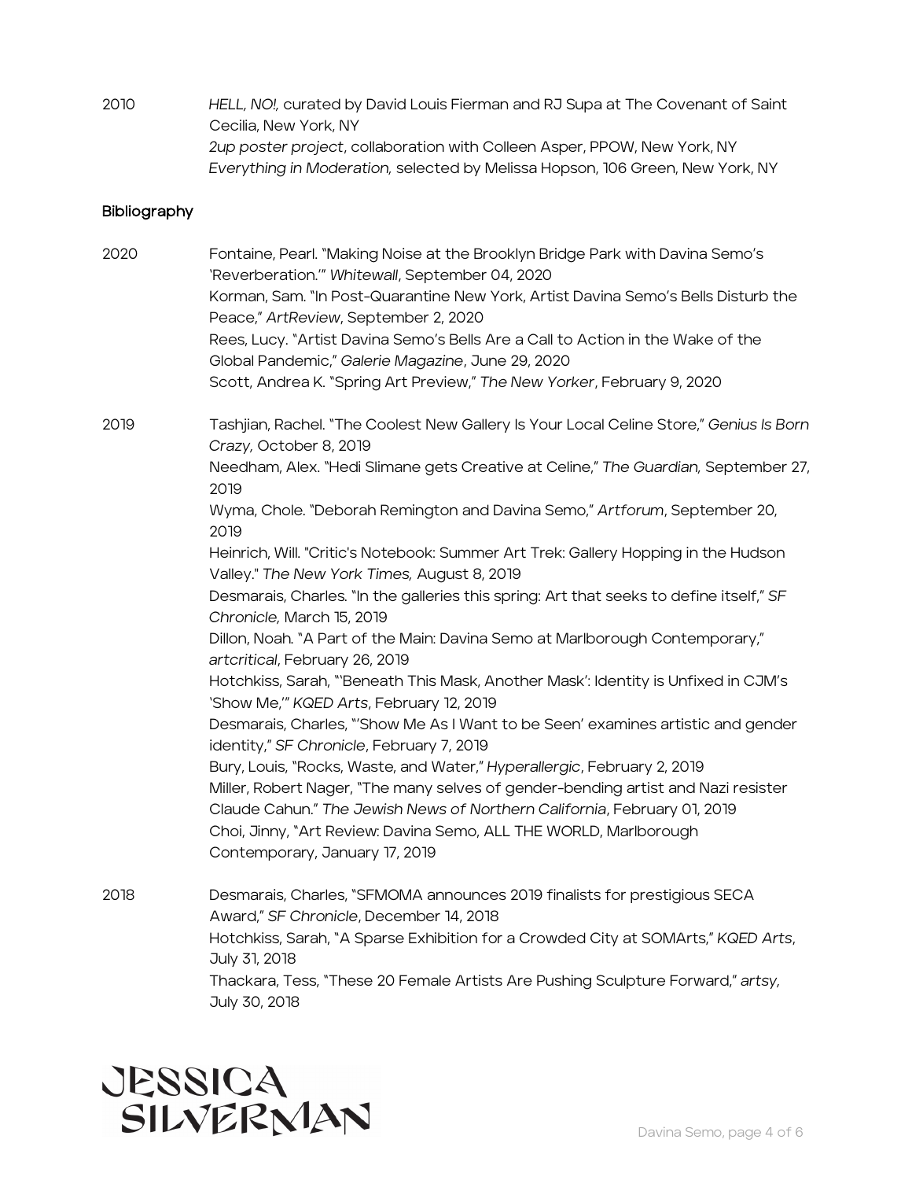2010 *HELL, NO!,* curated by David Louis Fierman and RJ Supa at The Covenant of Saint Cecilia, New York, NY
*2up poster project*, collaboration with Colleen Asper, PPOW, New York, NY
*Everything in Moderation,* selected by Melissa Hopson, 106 Green, New York, NY

## Bibliography

2020 Fontaine, Pearl. "Making Noise at the Brooklyn Bridge Park with Davina Semo's 'Reverberation.'" *Whitewall*, September 04, 2020
Korman, Sam. "In Post-Quarantine New York, Artist Davina Semo's Bells Disturb the Peace," *ArtReview*, September 2, 2020
Rees, Lucy. "Artist Davina Semo's Bells Are a Call to Action in the Wake of the Global Pandemic," *Galerie Magazine*, June 29, 2020
Scott, Andrea K. "Spring Art Preview," *The New Yorker*, February 9, 2020

2019 Tashjian, Rachel. "The Coolest New Gallery Is Your Local Celine Store," *Genius Is Born Crazy,* October 8, 2019
Needham, Alex. "Hedi Slimane gets Creative at Celine," *The Guardian,* September 27, 2019
Wyma, Chole. "Deborah Remington and Davina Semo," *Artforum*, September 20, 2019
Heinrich, Will. "Critic's Notebook: Summer Art Trek: Gallery Hopping in the Hudson Valley." *The New York Times,* August 8, 2019
Desmarais, Charles. "In the galleries this spring: Art that seeks to define itself," *SF Chronicle,* March 15, 2019
Dillon, Noah. "A Part of the Main: Davina Semo at Marlborough Contemporary," *artcritical*, February 26, 2019
Hotchkiss, Sarah, "'Beneath This Mask, Another Mask': Identity is Unfixed in CJM's 'Show Me,'" *KQED Arts*, February 12, 2019
Desmarais, Charles, "'Show Me As I Want to be Seen' examines artistic and gender identity," *SF Chronicle*, February 7, 2019
Bury, Louis, "Rocks, Waste, and Water," *Hyperallergic*, February 2, 2019
Miller, Robert Nager, "The many selves of gender-bending artist and Nazi resister Claude Cahun." *The Jewish News of Northern California*, February 01, 2019
Choi, Jinny, "Art Review: Davina Semo, ALL THE WORLD, Marlborough Contemporary, January 17, 2019

2018 Desmarais, Charles, "SFMOMA announces 2019 finalists for prestigious SECA Award," *SF Chronicle*, December 14, 2018
Hotchkiss, Sarah, "A Sparse Exhibition for a Crowded City at SOMArts," *KQED Arts*, July 31, 2018
Thackara, Tess, "These 20 Female Artists Are Pushing Sculpture Forward," *artsy,* July 30, 2018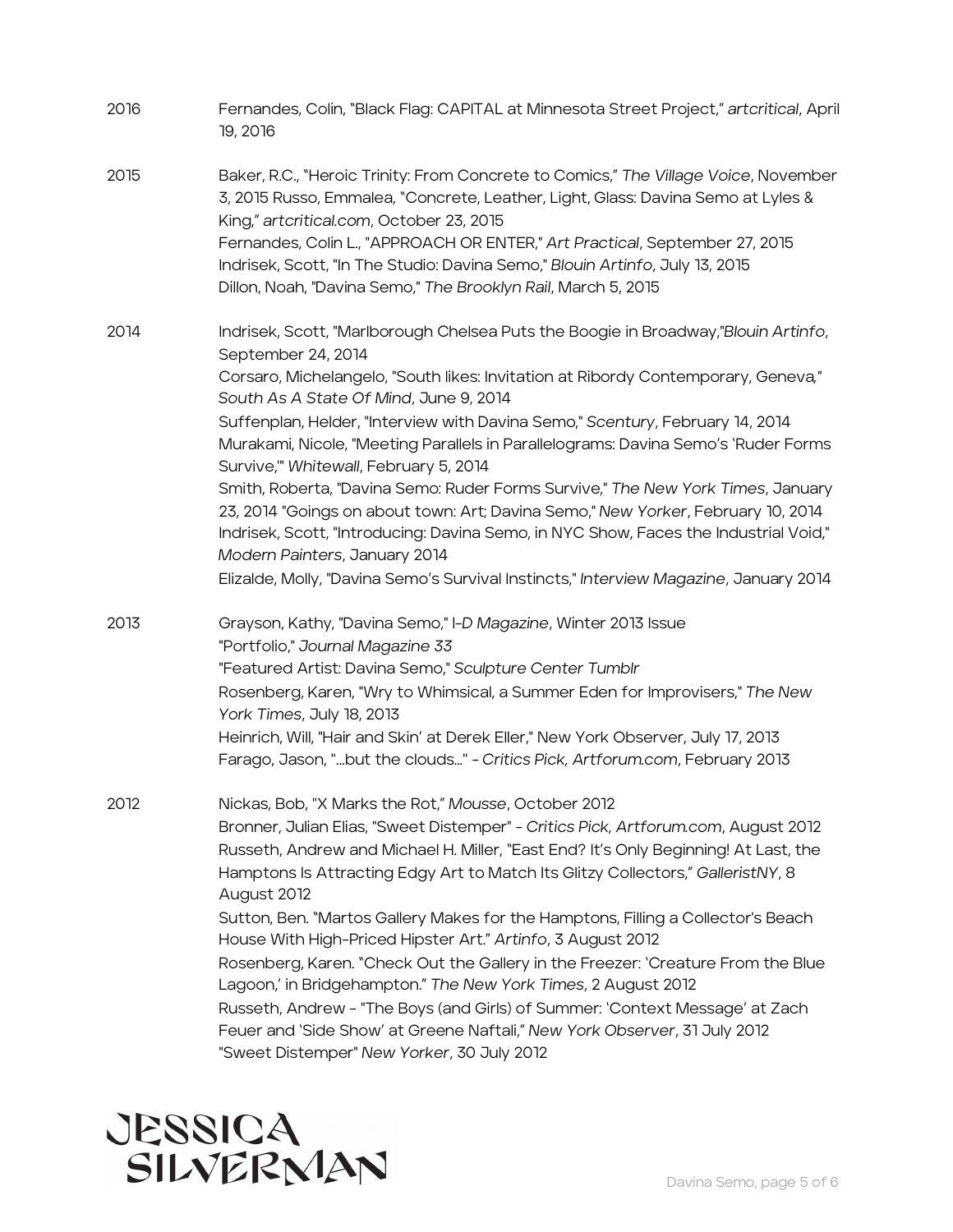2016 Fernandes, Colin, "Black Flag: CAPITAL at Minnesota Street Project," *artcritical*, April 19, 2016

2015 Baker, R.C., "Heroic Trinity: From Concrete to Comics," *The Village Voice*, November 3, 2015 Russo, Emmalea, "Concrete, Leather, Light, Glass: Davina Semo at Lyles & King," *artcritical.com*, October 23, 2015
Fernandes, Colin L., "APPROACH OR ENTER," *Art Practical*, September 27, 2015
Indrisek, Scott, "In The Studio: Davina Semo," *Blouin Artinfo*, July 13, 2015
Dillon, Noah, "Davina Semo," *The Brooklyn Rail*, March 5, 2015

2014 Indrisek, Scott, "Marlborough Chelsea Puts the Boogie in Broadway,"*Blouin Artinfo*, September 24, 2014
Corsaro, Michelangelo, "South likes: Invitation at Ribordy Contemporary, Geneva," *South As A State Of Mind*, June 9, 2014
Suffenplan, Helder, "Interview with Davina Semo," *Scentury*, February 14, 2014
Murakami, Nicole, "Meeting Parallels in Parallelograms: Davina Semo's 'Ruder Forms Survive,'" *Whitewall*, February 5, 2014
Smith, Roberta, "Davina Semo: Ruder Forms Survive," *The New York Times*, January 23, 2014 "Goings on about town: Art; Davina Semo," *New Yorker*, February 10, 2014
Indrisek, Scott, "Introducing: Davina Semo, in NYC Show, Faces the Industrial Void," *Modern Painters*, January 2014
Elizalde, Molly, "Davina Semo's Survival Instincts," *Interview Magazine*, January 2014

2013 Grayson, Kathy, "Davina Semo," *I-D Magazine*, Winter 2013 Issue
"Portfolio," *Journal Magazine 33*
"Featured Artist: Davina Semo," *Sculpture Center Tumblr*
Rosenberg, Karen, "Wry to Whimsical, a Summer Eden for Improvisers," *The New York Times*, July 18, 2013
Heinrich, Will, "Hair and Skin' at Derek Eller," New York Observer, July 17, 2013
Farago, Jason, "...but the clouds..." - *Critics Pick, Artforum.com*, February 2013

2012 Nickas, Bob, "X Marks the Rot," *Mousse*, October 2012
Bronner, Julian Elias, "Sweet Distemper" - *Critics Pick, Artforum.com*, August 2012
Russeth, Andrew and Michael H. Miller, "East End? It's Only Beginning! At Last, the Hamptons Is Attracting Edgy Art to Match Its Glitzy Collectors," *GalleristNY*, 8 August 2012
Sutton, Ben. "Martos Gallery Makes for the Hamptons, Filling a Collector's Beach House With High-Priced Hipster Art." *Artinfo*, 3 August 2012
Rosenberg, Karen. "Check Out the Gallery in the Freezer: 'Creature From the Blue Lagoon,' in Bridgehampton." *The New York Times*, 2 August 2012
Russeth, Andrew - "The Boys (and Girls) of Summer: 'Context Message' at Zach Feuer and 'Side Show' at Greene Naftali," *New York Observer*, 31 July 2012
"Sweet Distemper" *New Yorker*, 30 July 2012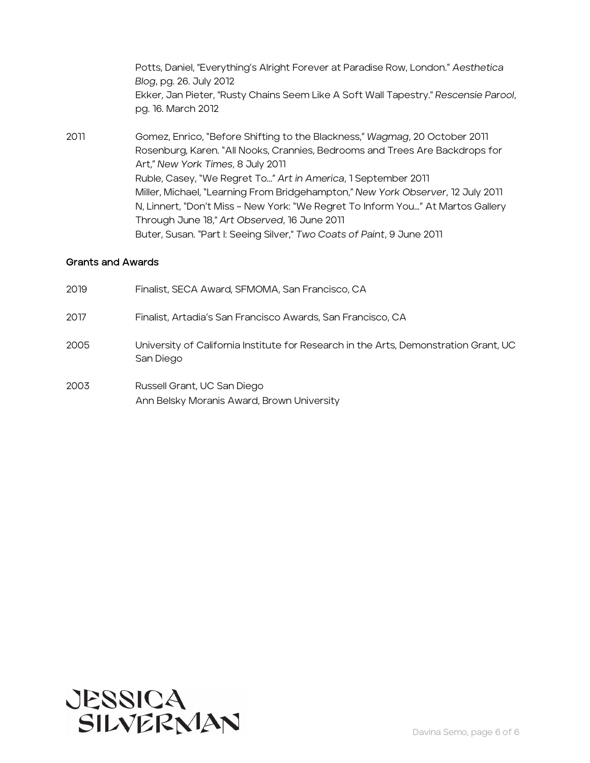Potts, Daniel, "Everything's Alright Forever at Paradise Row, London." *Aesthetica Blog*, pg. 26. July 2012

Ekker, Jan Pieter, "Rusty Chains Seem Like A Soft Wall Tapestry." *Rescensie Parool*, pg. 16. March 2012

2011 Gomez, Enrico, "Before Shifting to the Blackness," *Wagmag*, 20 October 2011

Rosenburg, Karen. "All Nooks, Crannies, Bedrooms and Trees Are Backdrops for Art," *New York Times*, 8 July 2011

Ruble, Casey, "We Regret To..." *Art in America*, 1 September 2011

Miller, Michael, "Learning From Bridgehampton," *New York Observer*, 12 July 2011

N, Linnert, "Don't Miss – New York: "We Regret To Inform You..." At Martos Gallery Through June 18," *Art Observed*, 16 June 2011

Buter, Susan. "Part I: Seeing Silver," *Two Coats of Paint*, 9 June 2011

## Grants and Awards

2019 Finalist, SECA Award, SFMOMA, San Francisco, CA

2017 Finalist, Artadia's San Francisco Awards, San Francisco, CA

2005 University of California Institute for Research in the Arts, Demonstration Grant, UC San Diego

2003 Russell Grant, UC San Diego

Ann Belsky Moranis Award, Brown University